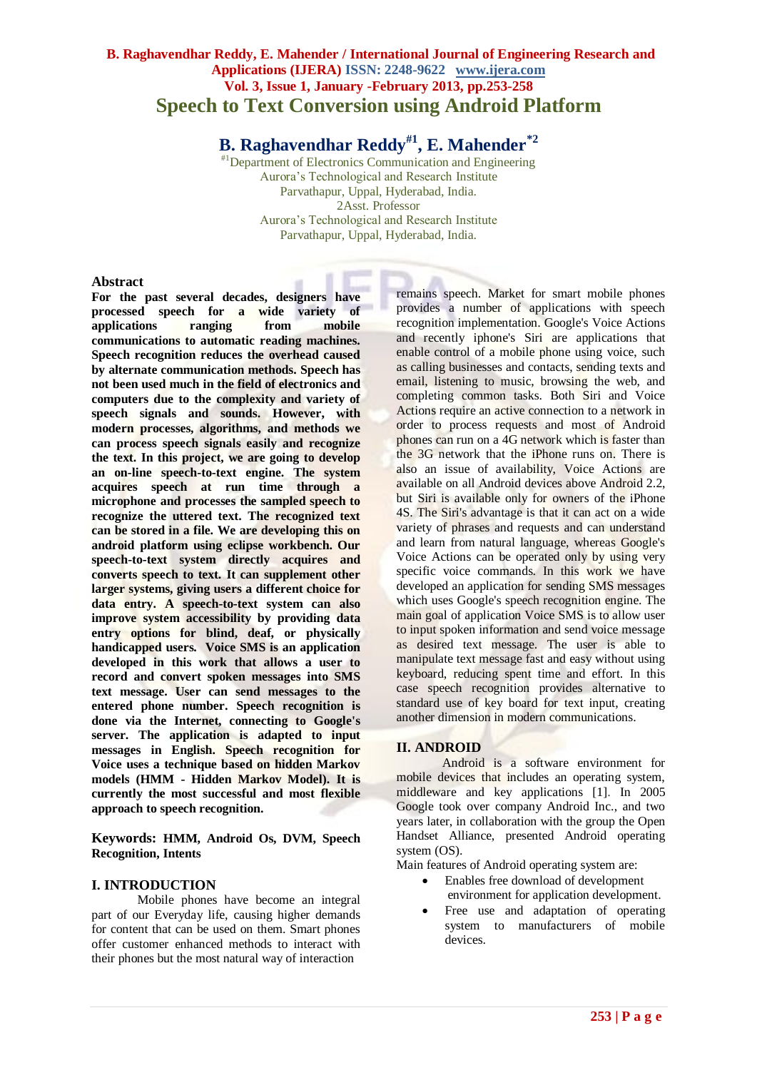# Speech to Text Conversion using Android Platform

## B. Raghavendhar Reddy[#1], E. Mahender[*2]

[#1]Department of Electronics Communication and Engineering
Aurora's Technological and Research Institute
Parvathapur, Uppal, Hyderabad, India.
2Asst. Professor
Aurora's Technological and Research Institute
Parvathapur, Uppal, Hyderabad, India.

## Abstract

**For the past several decades, designers have processed speech for a wide variety of applications ranging from mobile communications to automatic reading machines. Speech recognition reduces the overhead caused by alternate communication methods. Speech has not been used much in the field of electronics and computers due to the complexity and variety of speech signals and sounds. However, with modern processes, algorithms, and methods we can process speech signals easily and recognize the text. In this project, we are going to develop an on-line speech-to-text engine. The system acquires speech at run time through a microphone and processes the sampled speech to recognize the uttered text. The recognized text can be stored in a file. We are developing this on android platform using eclipse workbench. Our speech-to-text system directly acquires and converts speech to text. It can supplement other larger systems, giving users a different choice for data entry. A speech-to-text system can also improve system accessibility by providing data entry options for blind, deaf, or physically handicapped users. Voice SMS is an application developed in this work that allows a user to record and convert spoken messages into SMS text message. User can send messages to the entered phone number. Speech recognition is done via the Internet, connecting to Google's server. The application is adapted to input messages in English. Speech recognition for Voice uses a technique based on hidden Markov models (HMM - Hidden Markov Model). It is currently the most successful and most flexible approach to speech recognition.**

**Keywords: HMM, Android Os, DVM, Speech Recognition, Intents**

## I. INTRODUCTION

Mobile phones have become an integral part of our Everyday life, causing higher demands for content that can be used on them. Smart phones offer customer enhanced methods to interact with their phones but the most natural way of interaction remains speech. Market for smart mobile phones provides a number of applications with speech recognition implementation. Google's Voice Actions and recently iphone's Siri are applications that enable control of a mobile phone using voice, such as calling businesses and contacts, sending texts and email, listening to music, browsing the web, and completing common tasks. Both Siri and Voice Actions require an active connection to a network in order to process requests and most of Android phones can run on a 4G network which is faster than the 3G network that the iPhone runs on. There is also an issue of availability, Voice Actions are available on all Android devices above Android 2.2, but Siri is available only for owners of the iPhone 4S. The Siri's advantage is that it can act on a wide variety of phrases and requests and can understand and learn from natural language, whereas Google's Voice Actions can be operated only by using very specific voice commands. In this work we have developed an application for sending SMS messages which uses Google's speech recognition engine. The main goal of application Voice SMS is to allow user to input spoken information and send voice message as desired text message. The user is able to manipulate text message fast and easy without using keyboard, reducing spent time and effort. In this case speech recognition provides alternative to standard use of key board for text input, creating another dimension in modern communications.

## II. ANDROID

Android is a software environment for mobile devices that includes an operating system, middleware and key applications [1]. In 2005 Google took over company Android Inc., and two years later, in collaboration with the group the Open Handset Alliance, presented Android operating system (OS).

Main features of Android operating system are:

- Enables free download of development environment for application development.
- Free use and adaptation of operating system to manufacturers of mobile devices.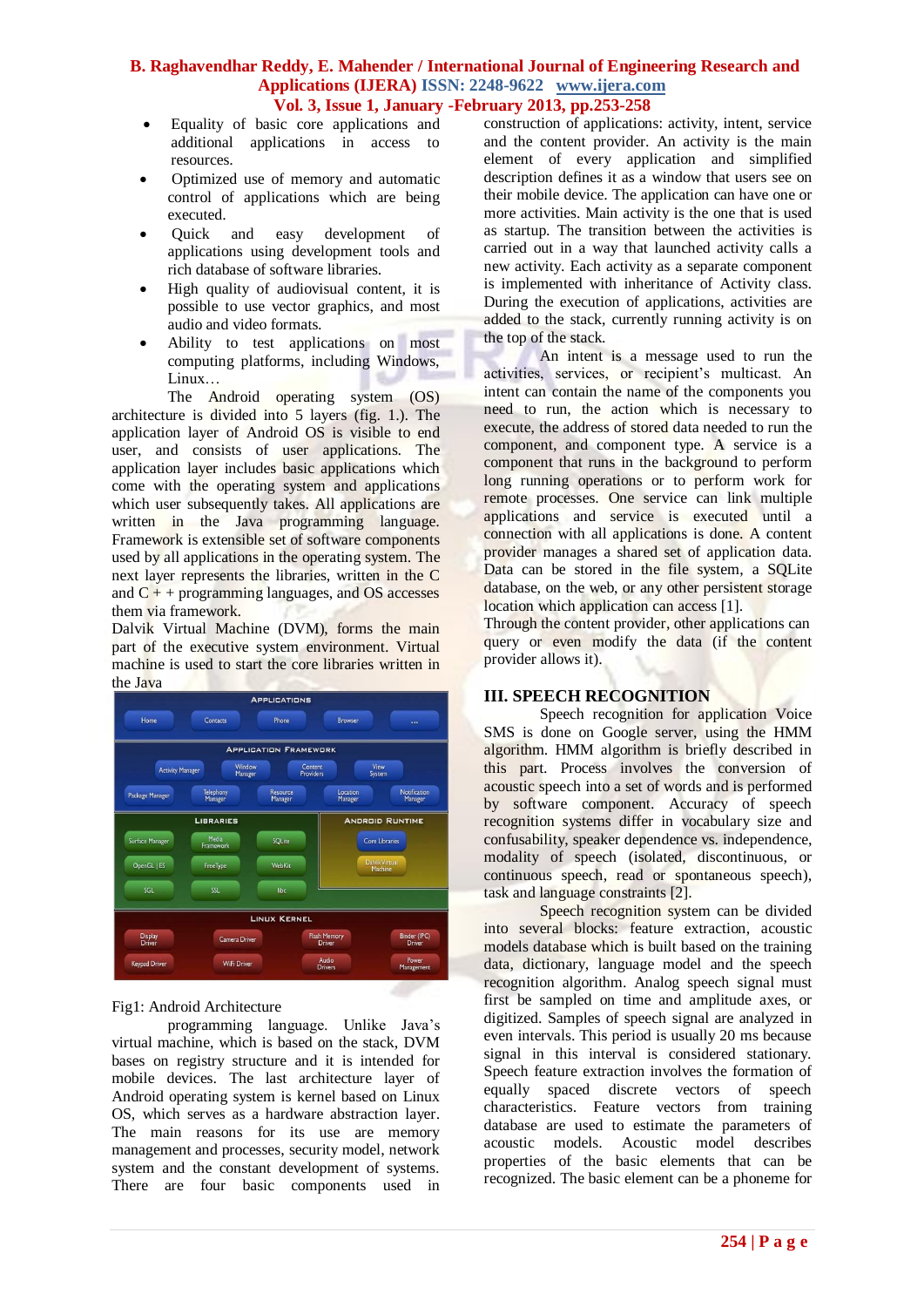- Equality of basic core applications and additional applications in access to resources.
- Optimized use of memory and automatic control of applications which are being executed.
- Quick and easy development of applications using development tools and rich database of software libraries.
- High quality of audiovisual content, it is possible to use vector graphics, and most audio and video formats.
- Ability to test applications on most computing platforms, including Windows, Linux…

The Android operating system (OS) architecture is divided into 5 layers (fig. 1.). The application layer of Android OS is visible to end user, and consists of user applications. The application layer includes basic applications which come with the operating system and applications which user subsequently takes. All applications are written in the Java programming language. Framework is extensible set of software components used by all applications in the operating system. The next layer represents the libraries, written in the C and C + + programming languages, and OS accesses them via framework.

Dalvik Virtual Machine (DVM), forms the main part of the executive system environment. Virtual machine is used to start the core libraries written in the Java

Fig1: Android Architecture

programming language. Unlike Java's virtual machine, which is based on the stack, DVM bases on registry structure and it is intended for mobile devices. The last architecture layer of Android operating system is kernel based on Linux OS, which serves as a hardware abstraction layer. The main reasons for its use are memory management and processes, security model, network system and the constant development of systems. There are four basic components used in construction of applications: activity, intent, service and the content provider. An activity is the main element of every application and simplified description defines it as a window that users see on their mobile device. The application can have one or more activities. Main activity is the one that is used as startup. The transition between the activities is carried out in a way that launched activity calls a new activity. Each activity as a separate component is implemented with inheritance of Activity class. During the execution of applications, activities are added to the stack, currently running activity is on the top of the stack.

An intent is a message used to run the activities, services, or recipient's multicast. An intent can contain the name of the components you need to run, the action which is necessary to execute, the address of stored data needed to run the component, and component type. A service is a component that runs in the background to perform long running operations or to perform work for remote processes. One service can link multiple applications and service is executed until a connection with all applications is done. A content provider manages a shared set of application data. Data can be stored in the file system, a SQLite database, on the web, or any other persistent storage location which application can access [1].

Through the content provider, other applications can query or even modify the data (if the content provider allows it).

## III. SPEECH RECOGNITION

Speech recognition for application Voice SMS is done on Google server, using the HMM algorithm. HMM algorithm is briefly described in this part. Process involves the conversion of acoustic speech into a set of words and is performed by software component. Accuracy of speech recognition systems differ in vocabulary size and confusability, speaker dependence vs. independence, modality of speech (isolated, discontinuous, or continuous speech, read or spontaneous speech), task and language constraints [2].

Speech recognition system can be divided into several blocks: feature extraction, acoustic models database which is built based on the training data, dictionary, language model and the speech recognition algorithm. Analog speech signal must first be sampled on time and amplitude axes, or digitized. Samples of speech signal are analyzed in even intervals. This period is usually 20 ms because signal in this interval is considered stationary. Speech feature extraction involves the formation of equally spaced discrete vectors of speech characteristics. Feature vectors from training database are used to estimate the parameters of acoustic models. Acoustic model describes properties of the basic elements that can be recognized. The basic element can be a phoneme for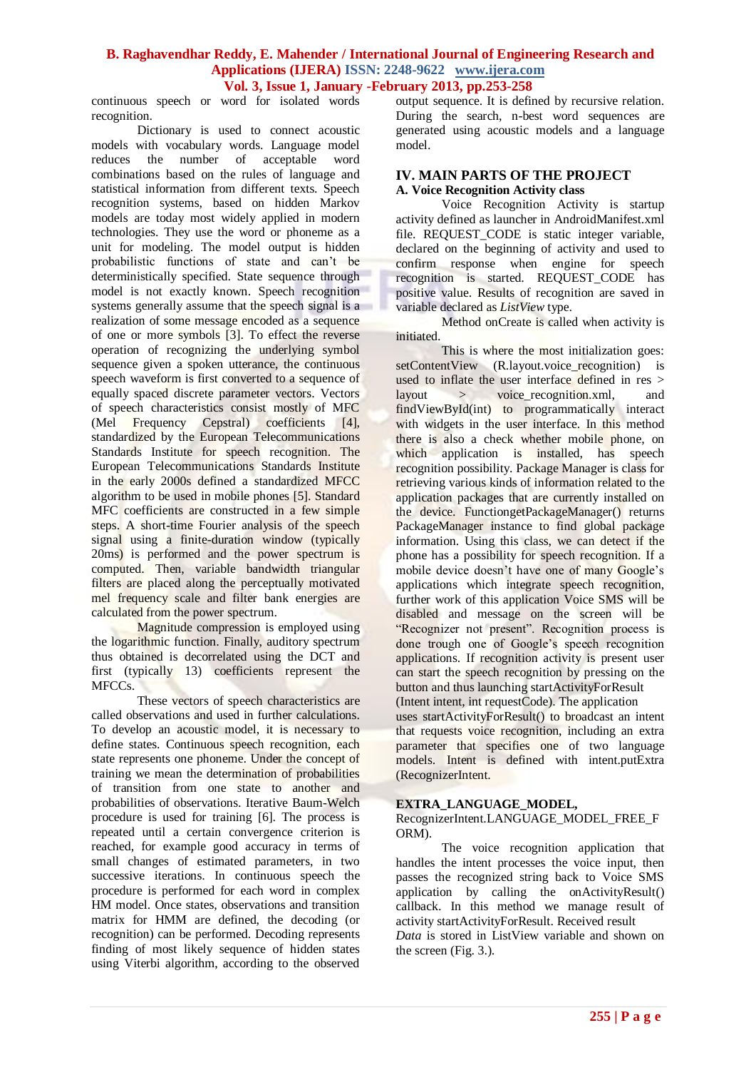continuous speech or word for isolated words recognition.

Dictionary is used to connect acoustic models with vocabulary words. Language model reduces the number of acceptable word combinations based on the rules of language and statistical information from different texts. Speech recognition systems, based on hidden Markov models are today most widely applied in modern technologies. They use the word or phoneme as a unit for modeling. The model output is hidden probabilistic functions of state and can't be deterministically specified. State sequence through model is not exactly known. Speech recognition systems generally assume that the speech signal is a realization of some message encoded as a sequence of one or more symbols [3]. To effect the reverse operation of recognizing the underlying symbol sequence given a spoken utterance, the continuous speech waveform is first converted to a sequence of equally spaced discrete parameter vectors. Vectors of speech characteristics consist mostly of MFC (Mel Frequency Cepstral) coefficients [4], standardized by the European Telecommunications Standards Institute for speech recognition. The European Telecommunications Standards Institute in the early 2000s defined a standardized MFCC algorithm to be used in mobile phones [5]. Standard MFC coefficients are constructed in a few simple steps. A short-time Fourier analysis of the speech signal using a finite-duration window (typically 20ms) is performed and the power spectrum is computed. Then, variable bandwidth triangular filters are placed along the perceptually motivated mel frequency scale and filter bank energies are calculated from the power spectrum.

Magnitude compression is employed using the logarithmic function. Finally, auditory spectrum thus obtained is decorrelated using the DCT and first (typically 13) coefficients represent the MFCCs.

These vectors of speech characteristics are called observations and used in further calculations. To develop an acoustic model, it is necessary to define states. Continuous speech recognition, each state represents one phoneme. Under the concept of training we mean the determination of probabilities of transition from one state to another and probabilities of observations. Iterative Baum-Welch procedure is used for training [6]. The process is repeated until a certain convergence criterion is reached, for example good accuracy in terms of small changes of estimated parameters, in two successive iterations. In continuous speech the procedure is performed for each word in complex HM model. Once states, observations and transition matrix for HMM are defined, the decoding (or recognition) can be performed. Decoding represents finding of most likely sequence of hidden states using Viterbi algorithm, according to the observed output sequence. It is defined by recursive relation. During the search, n-best word sequences are generated using acoustic models and a language model.

## IV. MAIN PARTS OF THE PROJECT

### A. Voice Recognition Activity class

Voice Recognition Activity is startup activity defined as launcher in AndroidManifest.xml file. REQUEST_CODE is static integer variable, declared on the beginning of activity and used to confirm response when engine for speech recognition is started. REQUEST_CODE has positive value. Results of recognition are saved in variable declared as *ListView* type.

Method onCreate is called when activity is initiated.

This is where the most initialization goes: setContentView (R.layout.voice_recognition) is used to inflate the user interface defined in res > layout > voice_recognition.xml, and findViewById(int) to programmatically interact with widgets in the user interface. In this method there is also a check whether mobile phone, on which application is installed, has speech recognition possibility. Package Manager is class for retrieving various kinds of information related to the application packages that are currently installed on the device. FunctiongetPackageManager() returns PackageManager instance to find global package information. Using this class, we can detect if the phone has a possibility for speech recognition. If a mobile device doesn't have one of many Google's applications which integrate speech recognition, further work of this application Voice SMS will be disabled and message on the screen will be "Recognizer not present". Recognition process is done trough one of Google's speech recognition applications. If recognition activity is present user can start the speech recognition by pressing on the button and thus launching startActivityForResult (Intent intent, int requestCode). The application uses startActivityForResult() to broadcast an intent that requests voice recognition, including an extra parameter that specifies one of two language models. Intent is defined with intent.putExtra (RecognizerIntent.

**EXTRA_LANGUAGE_MODEL,** RecognizerIntent.LANGUAGE_MODEL_FREE_FORM).

The voice recognition application that handles the intent processes the voice input, then passes the recognized string back to Voice SMS application by calling the onActivityResult() callback. In this method we manage result of activity startActivityForResult. Received result *Data* is stored in ListView variable and shown on the screen (Fig. 3.).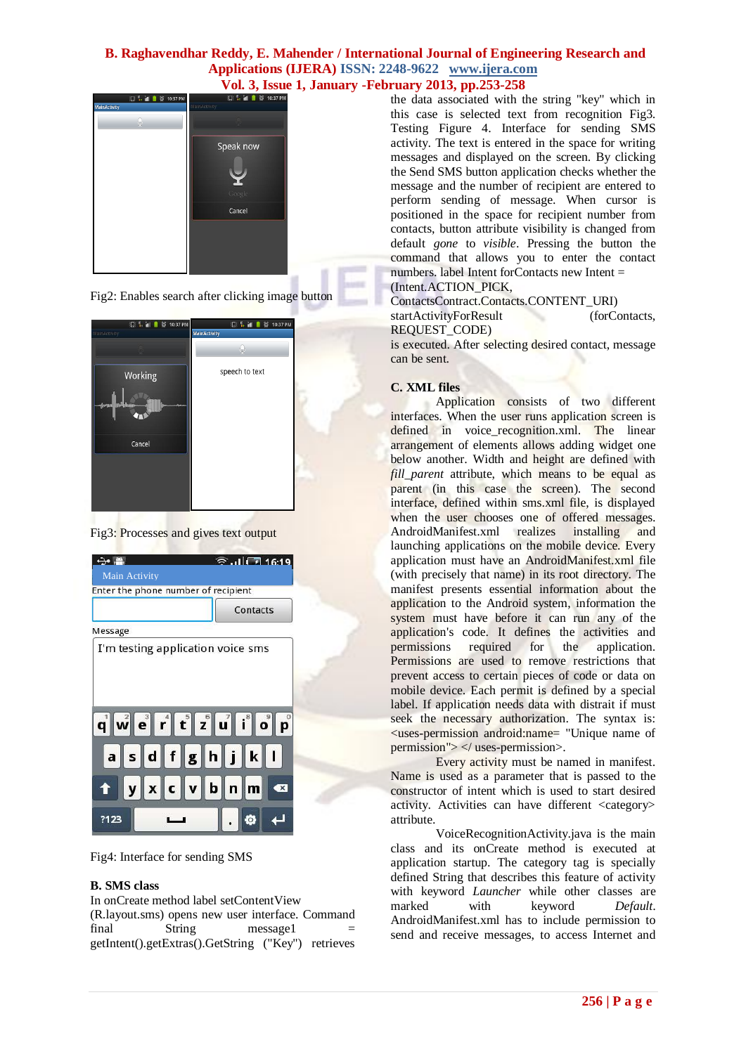Fig2: Enables search after clicking image button

Fig3: Processes and gives text output

Fig4: Interface for sending SMS

## B. SMS class

In onCreate method label setContentView (R.layout.sms) opens new user interface. Command final String message1 = getIntent().getExtras().GetString ("Key") retrieves the data associated with the string "key" which in this case is selected text from recognition Fig3. Testing Figure 4. Interface for sending SMS activity. The text is entered in the space for writing messages and displayed on the screen. By clicking the Send SMS button application checks whether the message and the number of recipient are entered to perform sending of message. When cursor is positioned in the space for recipient number from contacts, button attribute visibility is changed from default *gone* to *visible*. Pressing the button the command that allows you to enter the contact numbers. label Intent forContacts new Intent = (Intent.ACTION_PICK, ContactsContract.Contacts.CONTENT_URI) startActivityForResult (forContacts, REQUEST_CODE) is executed. After selecting desired contact, message can be sent.

## C. XML files

Application consists of two different interfaces. When the user runs application screen is defined in voice_recognition.xml. The linear arrangement of elements allows adding widget one below another. Width and height are defined with *fill_parent* attribute, which means to be equal as parent (in this case the screen). The second interface, defined within sms.xml file, is displayed when the user chooses one of offered messages. AndroidManifest.xml realizes installing and launching applications on the mobile device. Every application must have an AndroidManifest.xml file (with precisely that name) in its root directory. The manifest presents essential information about the application to the Android system, information the system must have before it can run any of the application's code. It defines the activities and permissions required for the application. Permissions are used to remove restrictions that prevent access to certain pieces of code or data on mobile device. Each permit is defined by a special label. If application needs data with distrait if must seek the necessary authorization. The syntax is: <uses-permission android:name= "Unique name of permission"> </ uses-permission>.

Every activity must be named in manifest. Name is used as a parameter that is passed to the constructor of intent which is used to start desired activity. Activities can have different <category> attribute.

VoiceRecognitionActivity.java is the main class and its onCreate method is executed at application startup. The category tag is specially defined String that describes this feature of activity with keyword *Launcher* while other classes are marked with keyword *Default*. AndroidManifest.xml has to include permission to send and receive messages, to access Internet and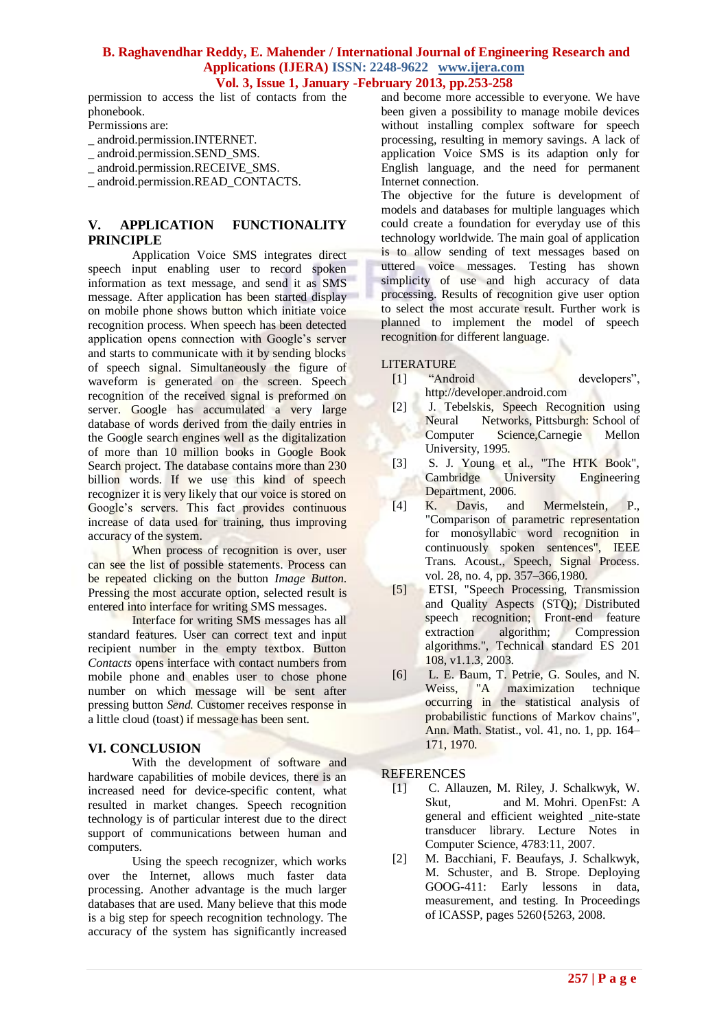permission to access the list of contacts from the phonebook.

Permissions are:

_ android.permission.INTERNET.
_ android.permission.SEND_SMS.
_ android.permission.RECEIVE_SMS.
_ android.permission.READ_CONTACTS.

## V. APPLICATION FUNCTIONALITY PRINCIPLE

Application Voice SMS integrates direct speech input enabling user to record spoken information as text message, and send it as SMS message. After application has been started display on mobile phone shows button which initiate voice recognition process. When speech has been detected application opens connection with Google's server and starts to communicate with it by sending blocks of speech signal. Simultaneously the figure of waveform is generated on the screen. Speech recognition of the received signal is preformed on server. Google has accumulated a very large database of words derived from the daily entries in the Google search engines well as the digitalization of more than 10 million books in Google Book Search project. The database contains more than 230 billion words. If we use this kind of speech recognizer it is very likely that our voice is stored on Google's servers. This fact provides continuous increase of data used for training, thus improving accuracy of the system.

When process of recognition is over, user can see the list of possible statements. Process can be repeated clicking on the button *Image Button*. Pressing the most accurate option, selected result is entered into interface for writing SMS messages.

Interface for writing SMS messages has all standard features. User can correct text and input recipient number in the empty textbox. Button *Contacts* opens interface with contact numbers from mobile phone and enables user to chose phone number on which message will be sent after pressing button *Send*. Customer receives response in a little cloud (toast) if message has been sent.

## VI. CONCLUSION

With the development of software and hardware capabilities of mobile devices, there is an increased need for device-specific content, what resulted in market changes. Speech recognition technology is of particular interest due to the direct support of communications between human and computers.

Using the speech recognizer, which works over the Internet, allows much faster data processing. Another advantage is the much larger databases that are used. Many believe that this mode is a big step for speech recognition technology. The accuracy of the system has significantly increased and become more accessible to everyone. We have been given a possibility to manage mobile devices without installing complex software for speech processing, resulting in memory savings. A lack of application Voice SMS is its adaption only for English language, and the need for permanent Internet connection.

The objective for the future is development of models and databases for multiple languages which could create a foundation for everyday use of this technology worldwide. The main goal of application is to allow sending of text messages based on uttered voice messages. Testing has shown simplicity of use and high accuracy of data processing. Results of recognition give user option to select the most accurate result. Further work is planned to implement the model of speech recognition for different language.

## LITERATURE

[1] "Android developers", http://developer.android.com

[2] J. Tebelskis, Speech Recognition using Neural Networks, Pittsburgh: School of Computer Science,Carnegie Mellon University, 1995.

[3] S. J. Young et al., "The HTK Book", Cambridge University Engineering Department, 2006.

[4] K. Davis, and Mermelstein, P., "Comparison of parametric representation for monosyllabic word recognition in continuously spoken sentences", IEEE Trans. Acoust., Speech, Signal Process. vol. 28, no. 4, pp. 357–366,1980.

[5] ETSI, "Speech Processing, Transmission and Quality Aspects (STQ); Distributed speech recognition; Front-end feature extraction algorithm; Compression algorithms.", Technical standard ES 201 108, v1.1.3, 2003.

[6] L. E. Baum, T. Petrie, G. Soules, and N. Weiss, "A maximization technique occurring in the statistical analysis of probabilistic functions of Markov chains", Ann. Math. Statist., vol. 41, no. 1, pp. 164–171, 1970.

## REFERENCES

[1] C. Allauzen, M. Riley, J. Schalkwyk, W. Skut, and M. Mohri. OpenFst: A general and efficient weighted _nite-state transducer library. Lecture Notes in Computer Science, 4783:11, 2007.

[2] M. Bacchiani, F. Beaufays, J. Schalkwyk, M. Schuster, and B. Strope. Deploying GOOG-411: Early lessons in data, measurement, and testing. In Proceedings of ICASSP, pages 5260{5263, 2008.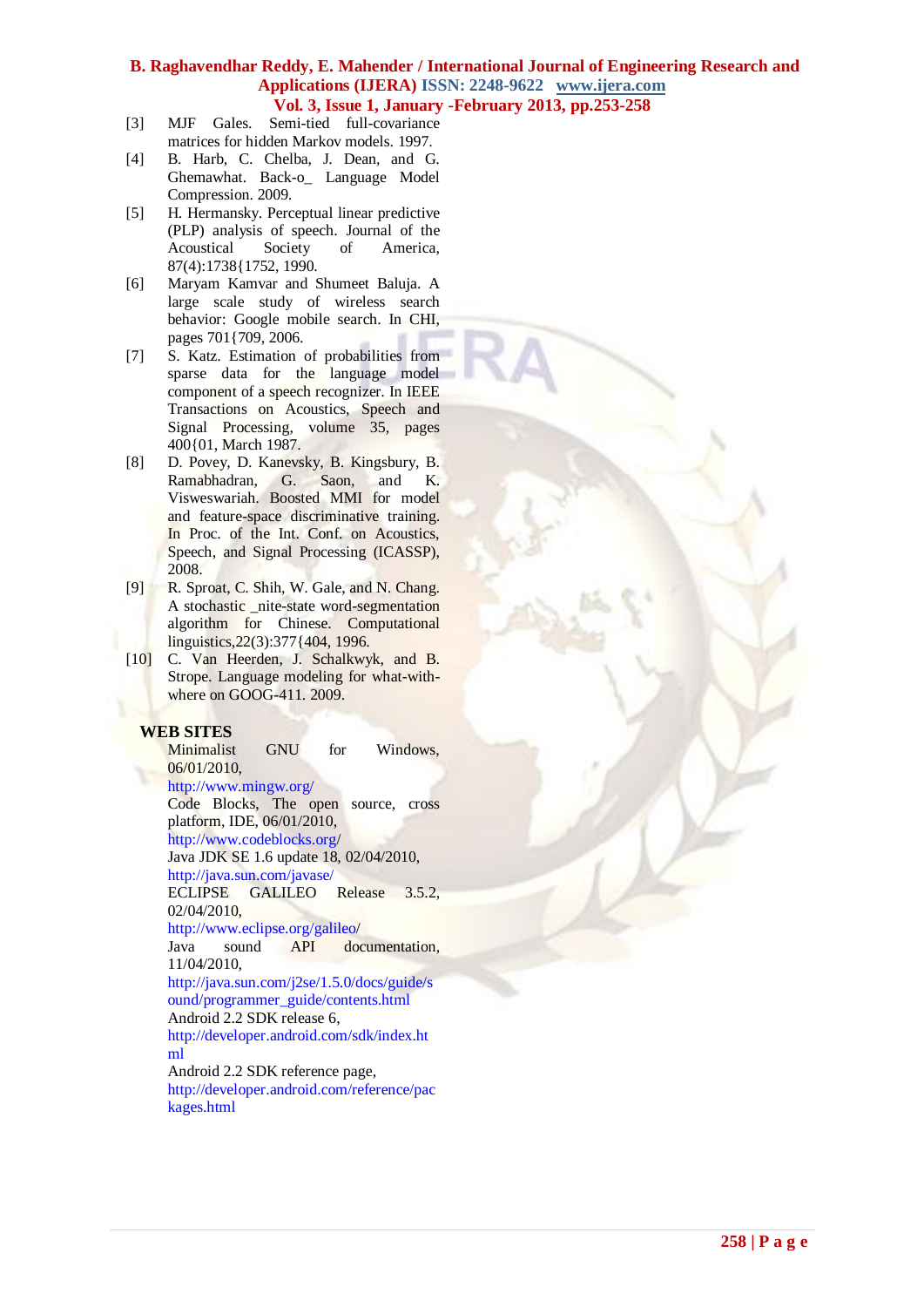[3] MJF Gales. Semi-tied full-covariance matrices for hidden Markov models. 1997.

[4] B. Harb, C. Chelba, J. Dean, and G. Ghemawhat. Back-o_ Language Model Compression. 2009.

[5] H. Hermansky. Perceptual linear predictive (PLP) analysis of speech. Journal of the Acoustical Society of America, 87(4):1738{1752, 1990.

[6] Maryam Kamvar and Shumeet Baluja. A large scale study of wireless search behavior: Google mobile search. In CHI, pages 701{709, 2006.

[7] S. Katz. Estimation of probabilities from sparse data for the language model component of a speech recognizer. In IEEE Transactions on Acoustics, Speech and Signal Processing, volume 35, pages 400{01, March 1987.

[8] D. Povey, D. Kanevsky, B. Kingsbury, B. Ramabhadran, G. Saon, and K. Visweswariah. Boosted MMI for model and feature-space discriminative training. In Proc. of the Int. Conf. on Acoustics, Speech, and Signal Processing (ICASSP), 2008.

[9] R. Sproat, C. Shih, W. Gale, and N. Chang. A stochastic _nite-state word-segmentation algorithm for Chinese. Computational linguistics,22(3):377{404, 1996.

[10] C. Van Heerden, J. Schalkwyk, and B. Strope. Language modeling for what-with-where on GOOG-411. 2009.

## WEB SITES

Minimalist GNU for Windows, 06/01/2010,
http://www.mingw.org/

Code Blocks, The open source, cross platform, IDE, 06/01/2010,
http://www.codeblocks.org/

Java JDK SE 1.6 update 18, 02/04/2010,
http://java.sun.com/javase/

ECLIPSE GALILEO Release 3.5.2, 02/04/2010,
http://www.eclipse.org/galileo/

Java sound API documentation, 11/04/2010,
http://java.sun.com/j2se/1.5.0/docs/guide/sound/programmer_guide/contents.html

Android 2.2 SDK release 6,
http://developer.android.com/sdk/index.html

Android 2.2 SDK reference page,
http://developer.android.com/reference/packages.html